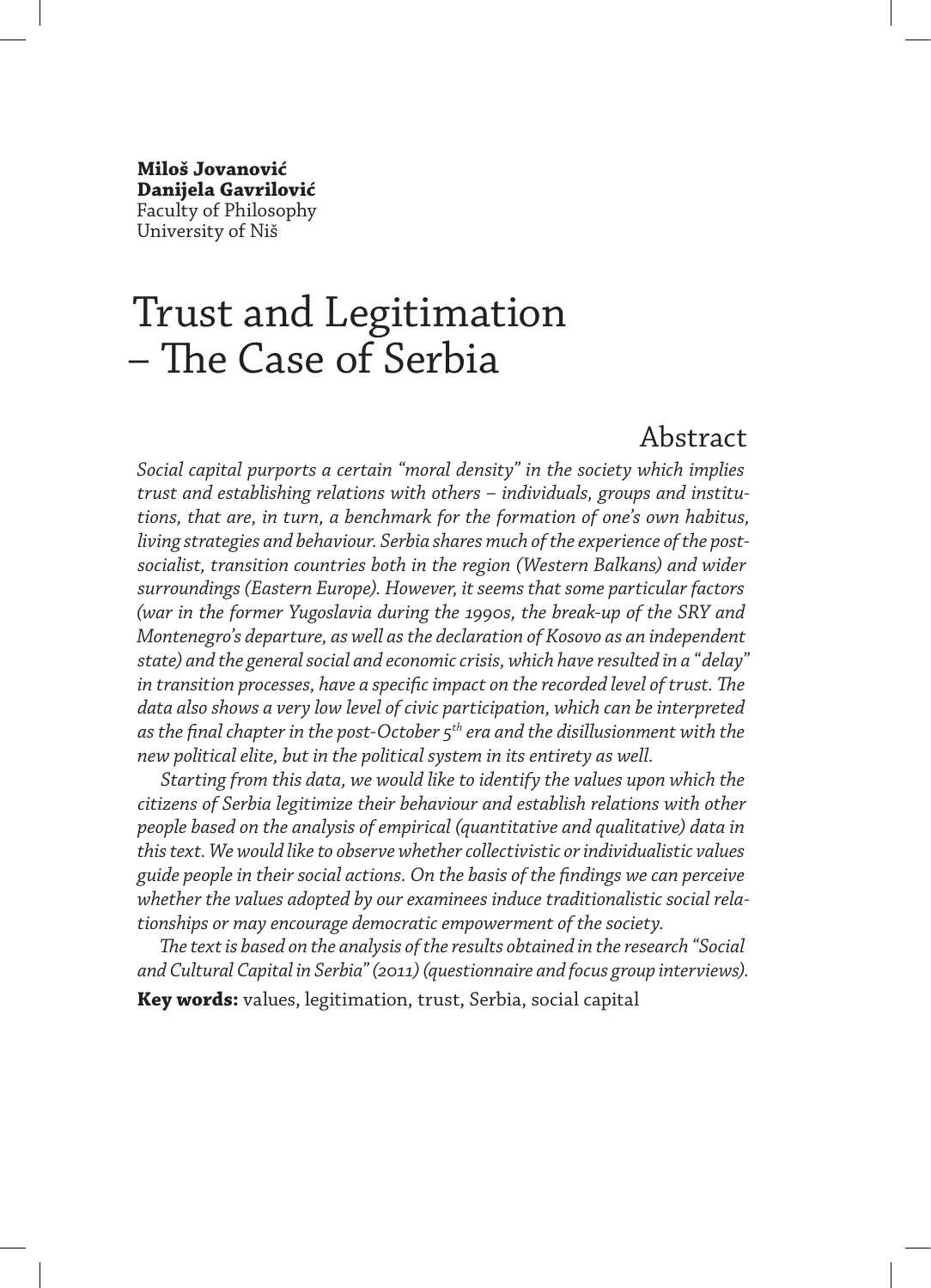**Miloš Jovanović**
**Danijela Gavrilović**
Faculty of Philosophy
University of Niš

# Trust and Legitimation – The Case of Serbia

## Abstract

*Social capital purports a certain "moral density" in the society which implies trust and establishing relations with others – individuals, groups and institutions, that are, in turn, a benchmark for the formation of one's own habitus, living strategies and behaviour. Serbia shares much of the experience of the post-socialist, transition countries both in the region (Western Balkans) and wider surroundings (Eastern Europe). However, it seems that some particular factors (war in the former Yugoslavia during the 1990s, the break-up of the SRY and Montenegro's departure, as well as the declaration of Kosovo as an independent state) and the general social and economic crisis, which have resulted in a "delay" in transition processes, have a specific impact on the recorded level of trust. The data also shows a very low level of civic participation, which can be interpreted as the final chapter in the post-October 5th era and the disillusionment with the new political elite, but in the political system in its entirety as well.*

*Starting from this data, we would like to identify the values upon which the citizens of Serbia legitimize their behaviour and establish relations with other people based on the analysis of empirical (quantitative and qualitative) data in this text. We would like to observe whether collectivistic or individualistic values guide people in their social actions. On the basis of the findings we can perceive whether the values adopted by our examinees induce traditionalistic social relationships or may encourage democratic empowerment of the society.*

*The text is based on the analysis of the results obtained in the research "Social and Cultural Capital in Serbia" (2011) (questionnaire and focus group interviews).*

**Key words:** values, legitimation, trust, Serbia, social capital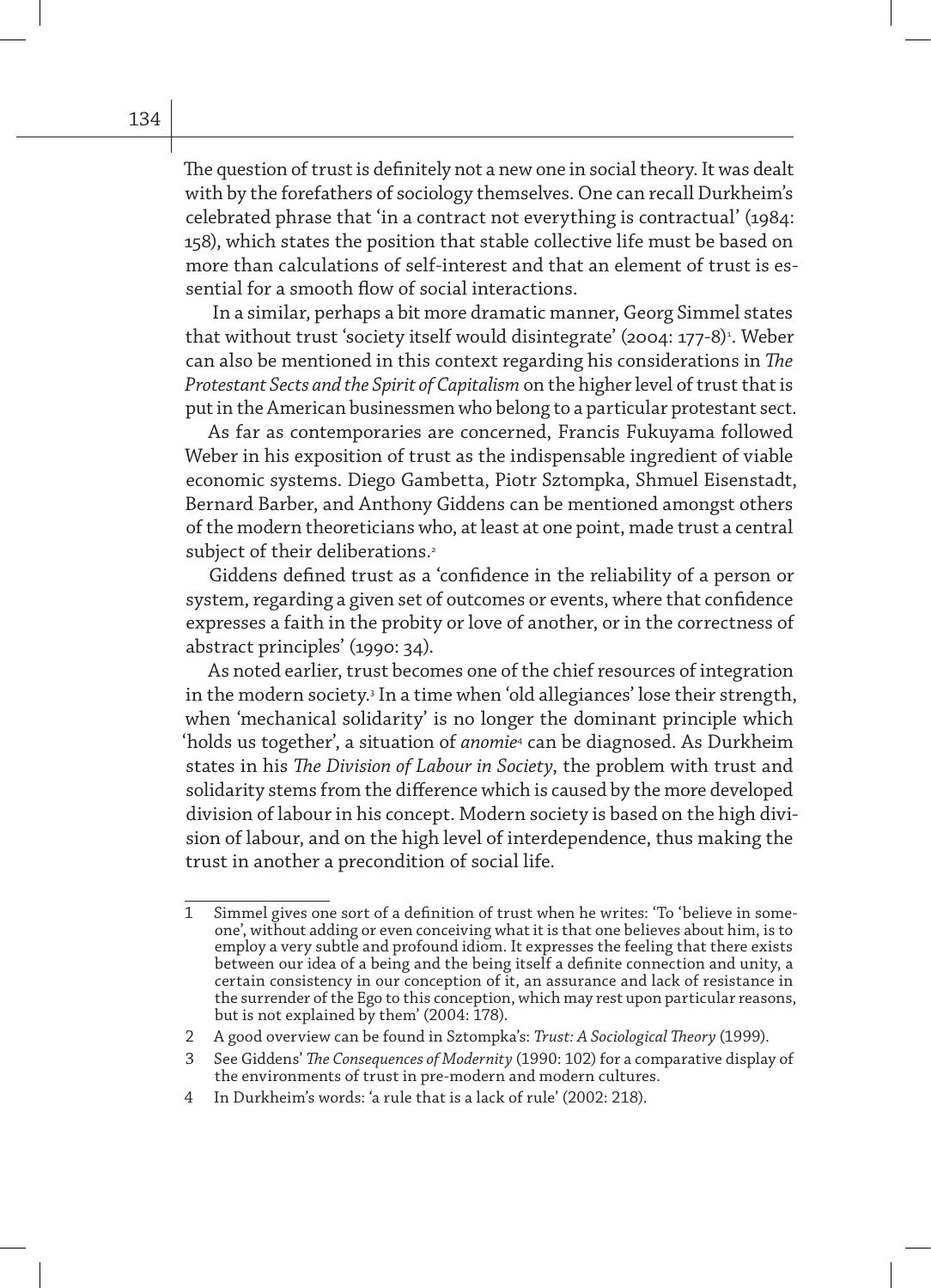The question of trust is definitely not a new one in social theory. It was dealt with by the forefathers of sociology themselves. One can recall Durkheim's celebrated phrase that 'in a contract not everything is contractual' (1984: 158), which states the position that stable collective life must be based on more than calculations of self-interest and that an element of trust is essential for a smooth flow of social interactions.

In a similar, perhaps a bit more dramatic manner, Georg Simmel states that without trust 'society itself would disintegrate' (2004: 177-8)[1]. Weber can also be mentioned in this context regarding his considerations in *The Protestant Sects and the Spirit of Capitalism* on the higher level of trust that is put in the American businessmen who belong to a particular protestant sect.

As far as contemporaries are concerned, Francis Fukuyama followed Weber in his exposition of trust as the indispensable ingredient of viable economic systems. Diego Gambetta, Piotr Sztompka, Shmuel Eisenstadt, Bernard Barber, and Anthony Giddens can be mentioned amongst others of the modern theoreticians who, at least at one point, made trust a central subject of their deliberations.[2]

Giddens defined trust as a 'confidence in the reliability of a person or system, regarding a given set of outcomes or events, where that confidence expresses a faith in the probity or love of another, or in the correctness of abstract principles' (1990: 34).

As noted earlier, trust becomes one of the chief resources of integration in the modern society.[3] In a time when 'old allegiances' lose their strength, when 'mechanical solidarity' is no longer the dominant principle which 'holds us together', a situation of *anomie*[4] can be diagnosed. As Durkheim states in his *The Division of Labour in Society*, the problem with trust and solidarity stems from the difference which is caused by the more developed division of labour in his concept. Modern society is based on the high division of labour, and on the high level of interdependence, thus making the trust in another a precondition of social life.

---

1 Simmel gives one sort of a definition of trust when he writes: 'To 'believe in someone', without adding or even conceiving what it is that one believes about him, is to employ a very subtle and profound idiom. It expresses the feeling that there exists between our idea of a being and the being itself a definite connection and unity, a certain consistency in our conception of it, an assurance and lack of resistance in the surrender of the Ego to this conception, which may rest upon particular reasons, but is not explained by them' (2004: 178).

2 A good overview can be found in Sztompka's: *Trust: A Sociological Theory* (1999).

3 See Giddens' *The Consequences of Modernity* (1990: 102) for a comparative display of the environments of trust in pre-modern and modern cultures.

4 In Durkheim's words: 'a rule that is a lack of rule' (2002: 218).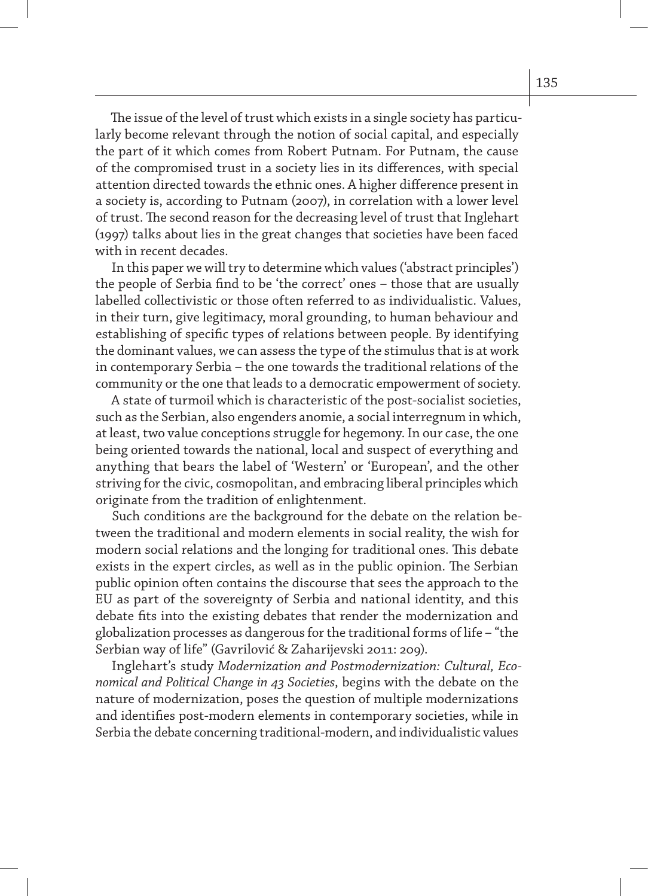The issue of the level of trust which exists in a single society has particularly become relevant through the notion of social capital, and especially the part of it which comes from Robert Putnam. For Putnam, the cause of the compromised trust in a society lies in its differences, with special attention directed towards the ethnic ones. A higher difference present in a society is, according to Putnam (2007), in correlation with a lower level of trust. The second reason for the decreasing level of trust that Inglehart (1997) talks about lies in the great changes that societies have been faced with in recent decades.

In this paper we will try to determine which values ('abstract principles') the people of Serbia find to be 'the correct' ones – those that are usually labelled collectivistic or those often referred to as individualistic. Values, in their turn, give legitimacy, moral grounding, to human behaviour and establishing of specific types of relations between people. By identifying the dominant values, we can assess the type of the stimulus that is at work in contemporary Serbia – the one towards the traditional relations of the community or the one that leads to a democratic empowerment of society.

A state of turmoil which is characteristic of the post-socialist societies, such as the Serbian, also engenders anomie, a social interregnum in which, at least, two value conceptions struggle for hegemony. In our case, the one being oriented towards the national, local and suspect of everything and anything that bears the label of 'Western' or 'European', and the other striving for the civic, cosmopolitan, and embracing liberal principles which originate from the tradition of enlightenment.

Such conditions are the background for the debate on the relation between the traditional and modern elements in social reality, the wish for modern social relations and the longing for traditional ones. This debate exists in the expert circles, as well as in the public opinion. The Serbian public opinion often contains the discourse that sees the approach to the EU as part of the sovereignty of Serbia and national identity, and this debate fits into the existing debates that render the modernization and globalization processes as dangerous for the traditional forms of life – "the Serbian way of life" (Gavrilović & Zaharijevski 2011: 209).

Inglehart's study *Modernization and Postmodernization: Cultural, Economical and Political Change in 43 Societies*, begins with the debate on the nature of modernization, poses the question of multiple modernizations and identifies post-modern elements in contemporary societies, while in Serbia the debate concerning traditional-modern, and individualistic values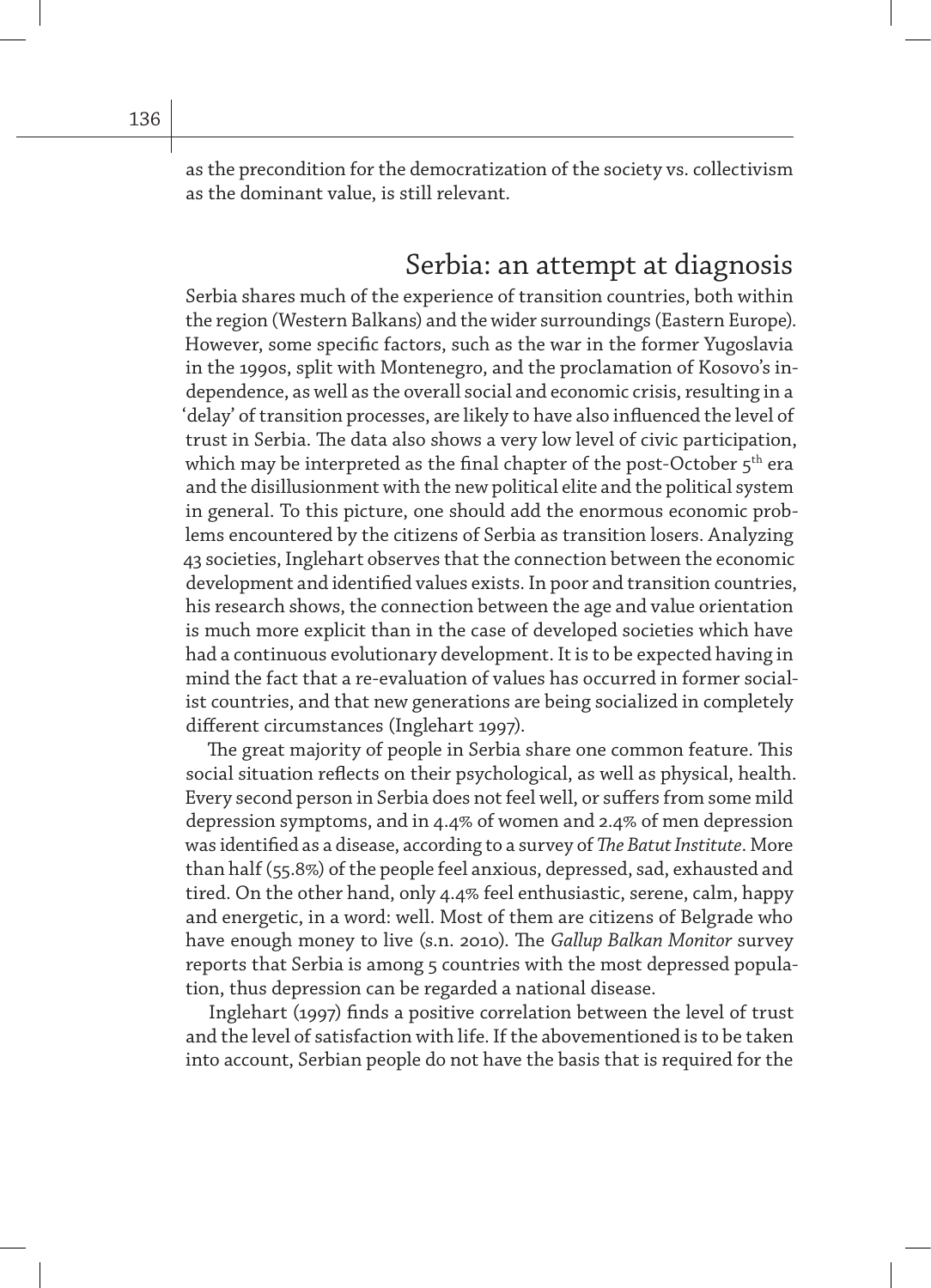as the precondition for the democratization of the society vs. collectivism as the dominant value, is still relevant.

## Serbia: an attempt at diagnosis

Serbia shares much of the experience of transition countries, both within the region (Western Balkans) and the wider surroundings (Eastern Europe). However, some specific factors, such as the war in the former Yugoslavia in the 1990s, split with Montenegro, and the proclamation of Kosovo's independence, as well as the overall social and economic crisis, resulting in a 'delay' of transition processes, are likely to have also influenced the level of trust in Serbia. The data also shows a very low level of civic participation, which may be interpreted as the final chapter of the post-October 5th era and the disillusionment with the new political elite and the political system in general. To this picture, one should add the enormous economic problems encountered by the citizens of Serbia as transition losers. Analyzing 43 societies, Inglehart observes that the connection between the economic development and identified values exists. In poor and transition countries, his research shows, the connection between the age and value orientation is much more explicit than in the case of developed societies which have had a continuous evolutionary development. It is to be expected having in mind the fact that a re-evaluation of values has occurred in former socialist countries, and that new generations are being socialized in completely different circumstances (Inglehart 1997).

The great majority of people in Serbia share one common feature. This social situation reflects on their psychological, as well as physical, health. Every second person in Serbia does not feel well, or suffers from some mild depression symptoms, and in 4.4% of women and 2.4% of men depression was identified as a disease, according to a survey of *The Batut Institute*. More than half (55.8%) of the people feel anxious, depressed, sad, exhausted and tired. On the other hand, only 4.4% feel enthusiastic, serene, calm, happy and energetic, in a word: well. Most of them are citizens of Belgrade who have enough money to live (s.n. 2010). The *Gallup Balkan Monitor* survey reports that Serbia is among 5 countries with the most depressed population, thus depression can be regarded a national disease.

Inglehart (1997) finds a positive correlation between the level of trust and the level of satisfaction with life. If the abovementioned is to be taken into account, Serbian people do not have the basis that is required for the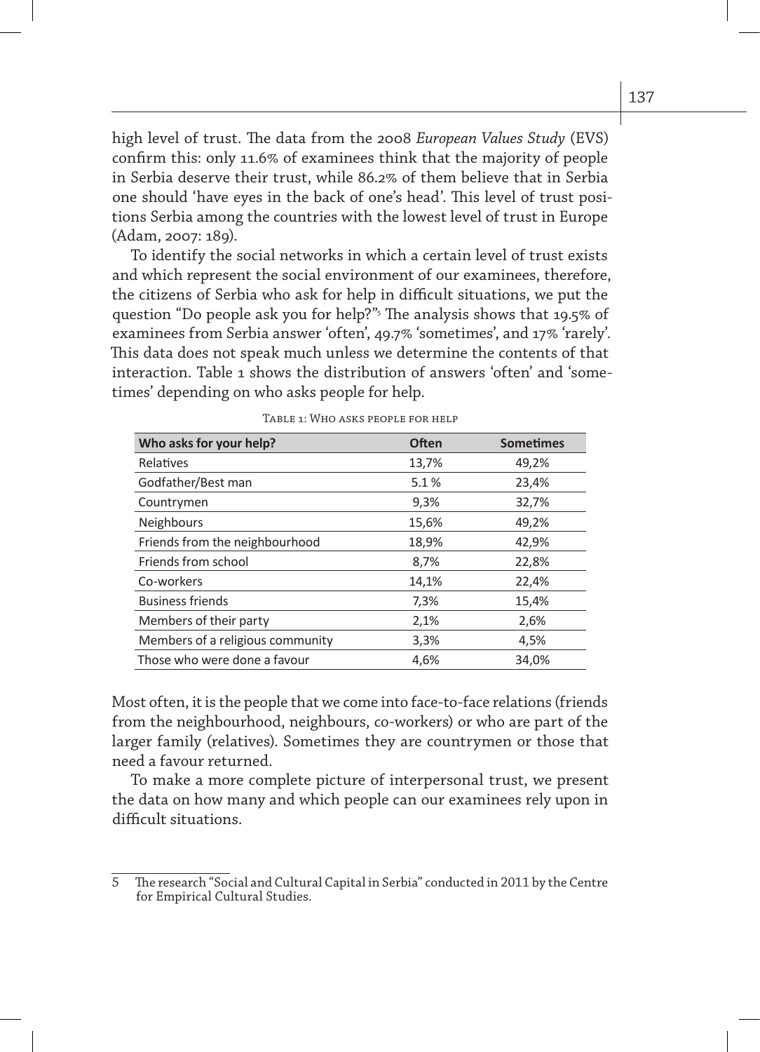high level of trust. The data from the 2008 *European Values Study* (EVS) confirm this: only 11.6% of examinees think that the majority of people in Serbia deserve their trust, while 86.2% of them believe that in Serbia one should 'have eyes in the back of one's head'. This level of trust positions Serbia among the countries with the lowest level of trust in Europe (Adam, 2007: 189).

To identify the social networks in which a certain level of trust exists and which represent the social environment of our examinees, therefore, the citizens of Serbia who ask for help in difficult situations, we put the question "Do people ask you for help?"[5] The analysis shows that 19.5% of examinees from Serbia answer 'often', 49.7% 'sometimes', and 17% 'rarely'. This data does not speak much unless we determine the contents of that interaction. Table 1 shows the distribution of answers 'often' and 'sometimes' depending on who asks people for help.

Table 1: Who asks people for help

| Who asks for your help? | Often | Sometimes |
|---|---|---|
| Relatives | 13,7% | 49,2% |
| Godfather/Best man | 5.1 % | 23,4% |
| Countrymen | 9,3% | 32,7% |
| Neighbours | 15,6% | 49,2% |
| Friends from the neighbourhood | 18,9% | 42,9% |
| Friends from school | 8,7% | 22,8% |
| Co-workers | 14,1% | 22,4% |
| Business friends | 7,3% | 15,4% |
| Members of their party | 2,1% | 2,6% |
| Members of a religious community | 3,3% | 4,5% |
| Those who were done a favour | 4,6% | 34,0% |

Most often, it is the people that we come into face-to-face relations (friends from the neighbourhood, neighbours, co-workers) or who are part of the larger family (relatives). Sometimes they are countrymen or those that need a favour returned.

To make a more complete picture of interpersonal trust, we present the data on how many and which people can our examinees rely upon in difficult situations.

---

5 The research "Social and Cultural Capital in Serbia" conducted in 2011 by the Centre for Empirical Cultural Studies.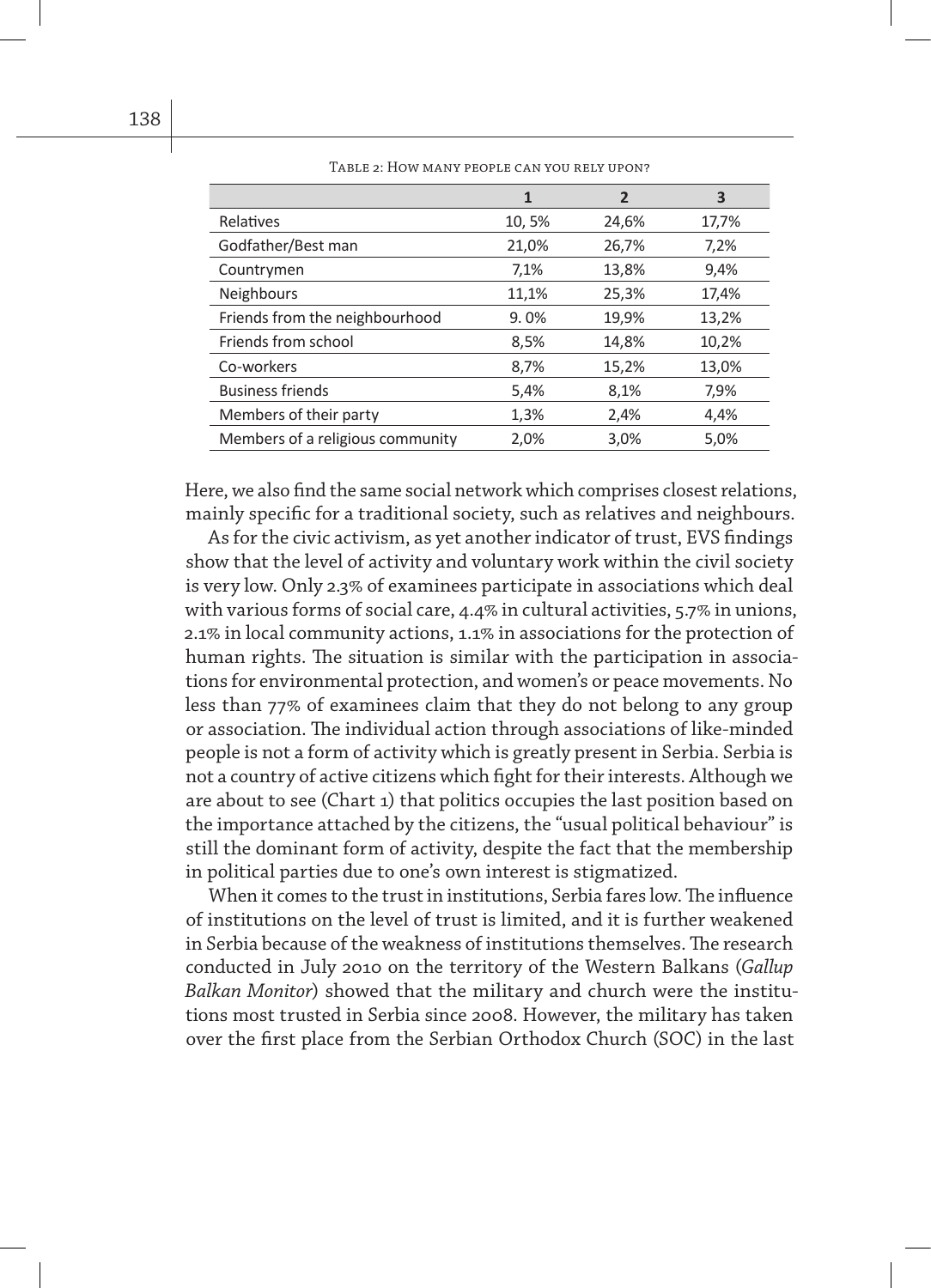Table 2: How many people can you rely upon?

| | 1 | 2 | 3 |
|---|---|---|---|
| Relatives | 10, 5% | 24,6% | 17,7% |
| Godfather/Best man | 21,0% | 26,7% | 7,2% |
| Countrymen | 7,1% | 13,8% | 9,4% |
| Neighbours | 11,1% | 25,3% | 17,4% |
| Friends from the neighbourhood | 9. 0% | 19,9% | 13,2% |
| Friends from school | 8,5% | 14,8% | 10,2% |
| Co-workers | 8,7% | 15,2% | 13,0% |
| Business friends | 5,4% | 8,1% | 7,9% |
| Members of their party | 1,3% | 2,4% | 4,4% |
| Members of a religious community | 2,0% | 3,0% | 5,0% |

Here, we also find the same social network which comprises closest relations, mainly specific for a traditional society, such as relatives and neighbours.

As for the civic activism, as yet another indicator of trust, EVS findings show that the level of activity and voluntary work within the civil society is very low. Only 2.3% of examinees participate in associations which deal with various forms of social care, 4.4% in cultural activities, 5.7% in unions, 2.1% in local community actions, 1.1% in associations for the protection of human rights. The situation is similar with the participation in associations for environmental protection, and women's or peace movements. No less than 77% of examinees claim that they do not belong to any group or association. The individual action through associations of like-minded people is not a form of activity which is greatly present in Serbia. Serbia is not a country of active citizens which fight for their interests. Although we are about to see (Chart 1) that politics occupies the last position based on the importance attached by the citizens, the "usual political behaviour" is still the dominant form of activity, despite the fact that the membership in political parties due to one's own interest is stigmatized.

When it comes to the trust in institutions, Serbia fares low. The influence of institutions on the level of trust is limited, and it is further weakened in Serbia because of the weakness of institutions themselves. The research conducted in July 2010 on the territory of the Western Balkans (*Gallup Balkan Monitor*) showed that the military and church were the institutions most trusted in Serbia since 2008. However, the military has taken over the first place from the Serbian Orthodox Church (SOC) in the last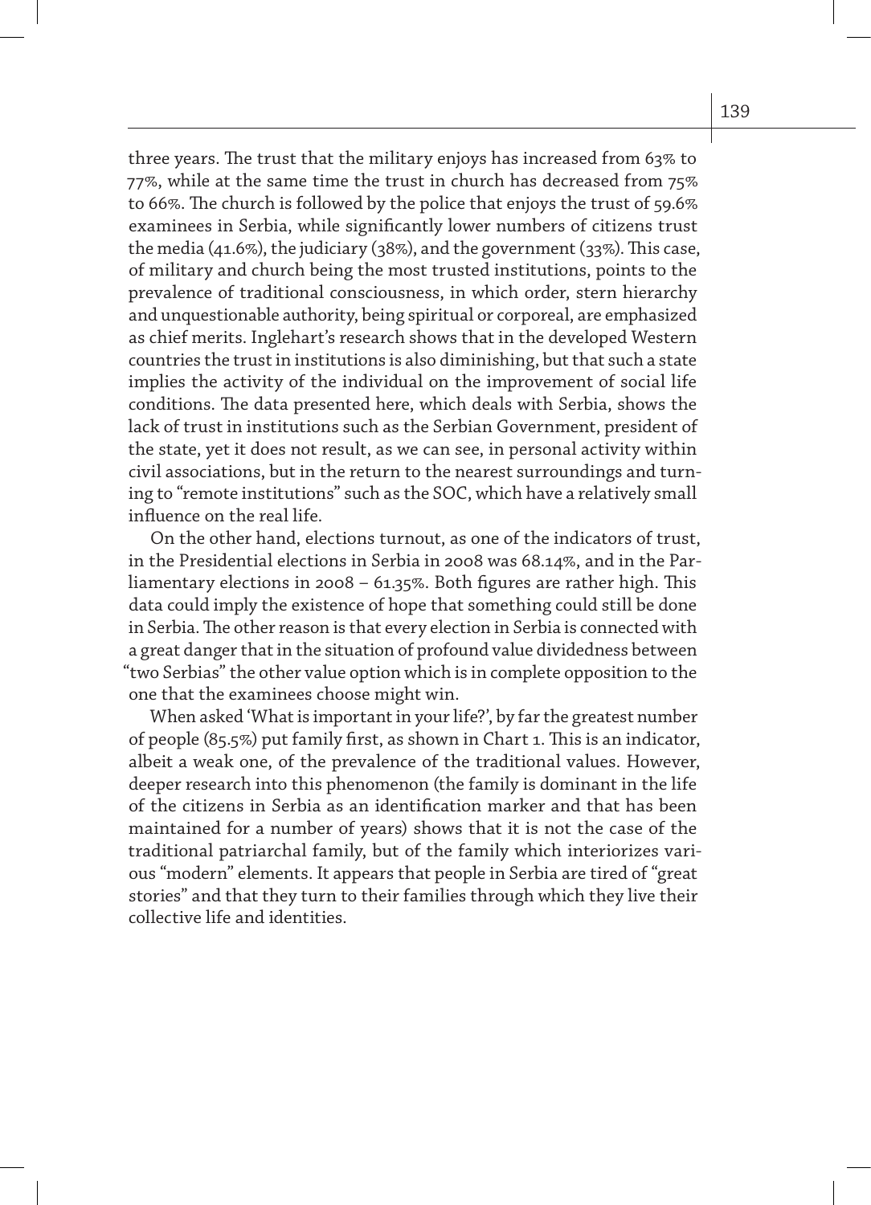three years. The trust that the military enjoys has increased from 63% to 77%, while at the same time the trust in church has decreased from 75% to 66%. The church is followed by the police that enjoys the trust of 59.6% examinees in Serbia, while significantly lower numbers of citizens trust the media (41.6%), the judiciary (38%), and the government (33%). This case, of military and church being the most trusted institutions, points to the prevalence of traditional consciousness, in which order, stern hierarchy and unquestionable authority, being spiritual or corporeal, are emphasized as chief merits. Inglehart's research shows that in the developed Western countries the trust in institutions is also diminishing, but that such a state implies the activity of the individual on the improvement of social life conditions. The data presented here, which deals with Serbia, shows the lack of trust in institutions such as the Serbian Government, president of the state, yet it does not result, as we can see, in personal activity within civil associations, but in the return to the nearest surroundings and turning to "remote institutions" such as the SOC, which have a relatively small influence on the real life.

On the other hand, elections turnout, as one of the indicators of trust, in the Presidential elections in Serbia in 2008 was 68.14%, and in the Parliamentary elections in 2008 – 61.35%. Both figures are rather high. This data could imply the existence of hope that something could still be done in Serbia. The other reason is that every election in Serbia is connected with a great danger that in the situation of profound value dividedness between "two Serbias" the other value option which is in complete opposition to the one that the examinees choose might win.

When asked 'What is important in your life?', by far the greatest number of people (85.5%) put family first, as shown in Chart 1. This is an indicator, albeit a weak one, of the prevalence of the traditional values. However, deeper research into this phenomenon (the family is dominant in the life of the citizens in Serbia as an identification marker and that has been maintained for a number of years) shows that it is not the case of the traditional patriarchal family, but of the family which interiorizes various "modern" elements. It appears that people in Serbia are tired of "great stories" and that they turn to their families through which they live their collective life and identities.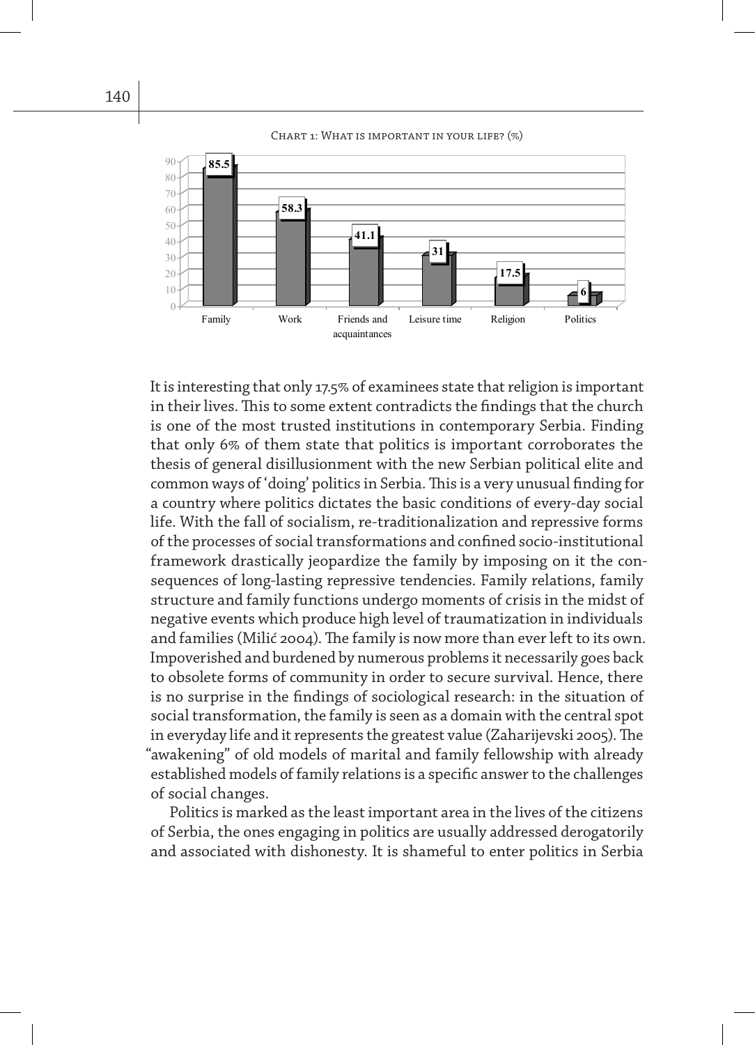Chart 1: What is important in your life? (%)

| Family | Work | Friends and acquaintances | Leisure time | Religion | Politics |
| --- | --- | --- | --- | --- | --- |
| 85.5 | 58.3 | 41.1 | 31 | 17.5 | 6 |

It is interesting that only 17.5% of examinees state that religion is important in their lives. This to some extent contradicts the findings that the church is one of the most trusted institutions in contemporary Serbia. Finding that only 6% of them state that politics is important corroborates the thesis of general disillusionment with the new Serbian political elite and common ways of 'doing' politics in Serbia. This is a very unusual finding for a country where politics dictates the basic conditions of every-day social life. With the fall of socialism, re-traditionalization and repressive forms of the processes of social transformations and confined socio-institutional framework drastically jeopardize the family by imposing on it the consequences of long-lasting repressive tendencies. Family relations, family structure and family functions undergo moments of crisis in the midst of negative events which produce high level of traumatization in individuals and families (Milić 2004). The family is now more than ever left to its own. Impoverished and burdened by numerous problems it necessarily goes back to obsolete forms of community in order to secure survival. Hence, there is no surprise in the findings of sociological research: in the situation of social transformation, the family is seen as a domain with the central spot in everyday life and it represents the greatest value (Zaharijevski 2005). The "awakening" of old models of marital and family fellowship with already established models of family relations is a specific answer to the challenges of social changes.

Politics is marked as the least important area in the lives of the citizens of Serbia, the ones engaging in politics are usually addressed derogatorily and associated with dishonesty. It is shameful to enter politics in Serbia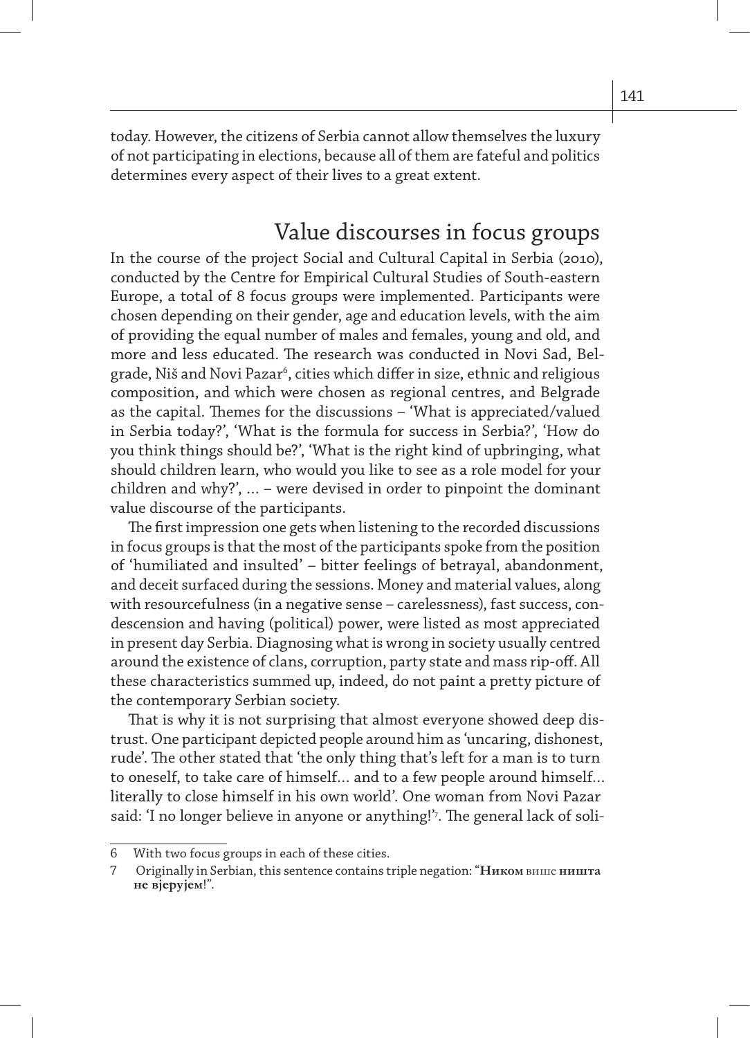today. However, the citizens of Serbia cannot allow themselves the luxury of not participating in elections, because all of them are fateful and politics determines every aspect of their lives to a great extent.

## Value discourses in focus groups

In the course of the project Social and Cultural Capital in Serbia (2010), conducted by the Centre for Empirical Cultural Studies of South-eastern Europe, a total of 8 focus groups were implemented. Participants were chosen depending on their gender, age and education levels, with the aim of providing the equal number of males and females, young and old, and more and less educated. The research was conducted in Novi Sad, Belgrade, Niš and Novi Pazar[6], cities which differ in size, ethnic and religious composition, and which were chosen as regional centres, and Belgrade as the capital. Themes for the discussions – 'What is appreciated/valued in Serbia today?', 'What is the formula for success in Serbia?', 'How do you think things should be?', 'What is the right kind of upbringing, what should children learn, who would you like to see as a role model for your children and why?', ... – were devised in order to pinpoint the dominant value discourse of the participants.

The first impression one gets when listening to the recorded discussions in focus groups is that the most of the participants spoke from the position of 'humiliated and insulted' – bitter feelings of betrayal, abandonment, and deceit surfaced during the sessions. Money and material values, along with resourcefulness (in a negative sense – carelessness), fast success, condescension and having (political) power, were listed as most appreciated in present day Serbia. Diagnosing what is wrong in society usually centred around the existence of clans, corruption, party state and mass rip-off. All these characteristics summed up, indeed, do not paint a pretty picture of the contemporary Serbian society.

That is why it is not surprising that almost everyone showed deep distrust. One participant depicted people around him as 'uncaring, dishonest, rude'. The other stated that 'the only thing that's left for a man is to turn to oneself, to take care of himself... and to a few people around himself... literally to close himself in his own world'. One woman from Novi Pazar said: 'I no longer believe in anyone or anything!'[7]. The general lack of soli-

---

6 With two focus groups in each of these cities.

7 Originally in Serbian, this sentence contains triple negation: "**Ником** више **ништа не вјерујем**!".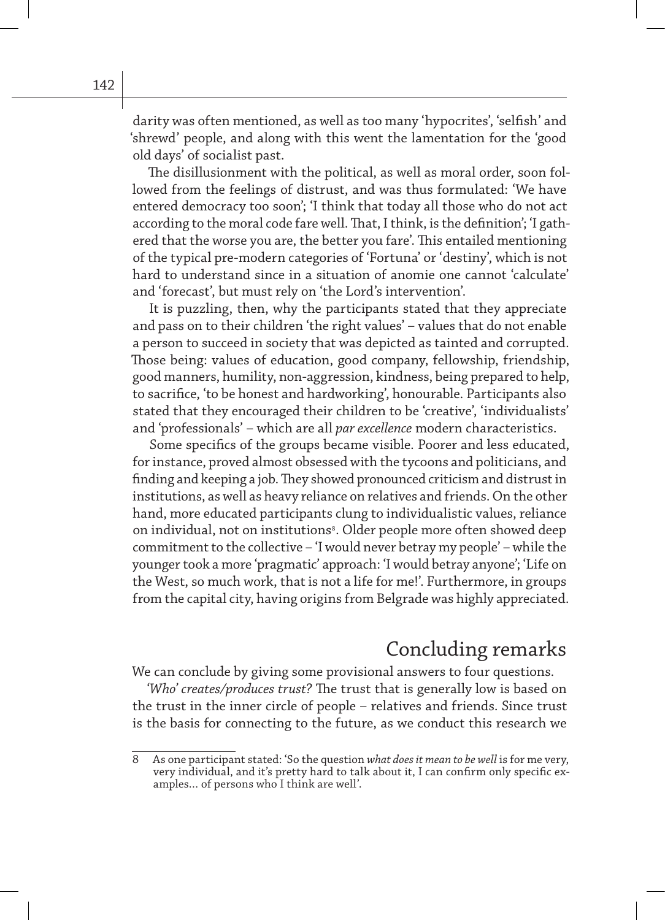darity was often mentioned, as well as too many 'hypocrites', 'selfish' and 'shrewd' people, and along with this went the lamentation for the 'good old days' of socialist past.

The disillusionment with the political, as well as moral order, soon followed from the feelings of distrust, and was thus formulated: 'We have entered democracy too soon'; 'I think that today all those who do not act according to the moral code fare well. That, I think, is the definition'; 'I gathered that the worse you are, the better you fare'. This entailed mentioning of the typical pre-modern categories of 'Fortuna' or 'destiny', which is not hard to understand since in a situation of anomie one cannot 'calculate' and 'forecast', but must rely on 'the Lord's intervention'.

It is puzzling, then, why the participants stated that they appreciate and pass on to their children 'the right values' – values that do not enable a person to succeed in society that was depicted as tainted and corrupted. Those being: values of education, good company, fellowship, friendship, good manners, humility, non-aggression, kindness, being prepared to help, to sacrifice, 'to be honest and hardworking', honourable. Participants also stated that they encouraged their children to be 'creative', 'individualists' and 'professionals' – which are all *par excellence* modern characteristics.

Some specifics of the groups became visible. Poorer and less educated, for instance, proved almost obsessed with the tycoons and politicians, and finding and keeping a job. They showed pronounced criticism and distrust in institutions, as well as heavy reliance on relatives and friends. On the other hand, more educated participants clung to individualistic values, reliance on individual, not on institutions[8]. Older people more often showed deep commitment to the collective – 'I would never betray my people' – while the younger took a more 'pragmatic' approach: 'I would betray anyone'; 'Life on the West, so much work, that is not a life for me!'. Furthermore, in groups from the capital city, having origins from Belgrade was highly appreciated.

## Concluding remarks

We can conclude by giving some provisional answers to four questions.

*'Who' creates/produces trust?* The trust that is generally low is based on the trust in the inner circle of people – relatives and friends. Since trust is the basis for connecting to the future, as we conduct this research we

---

8 As one participant stated: 'So the question *what does it mean to be well* is for me very, very individual, and it's pretty hard to talk about it, I can confirm only specific examples… of persons who I think are well'.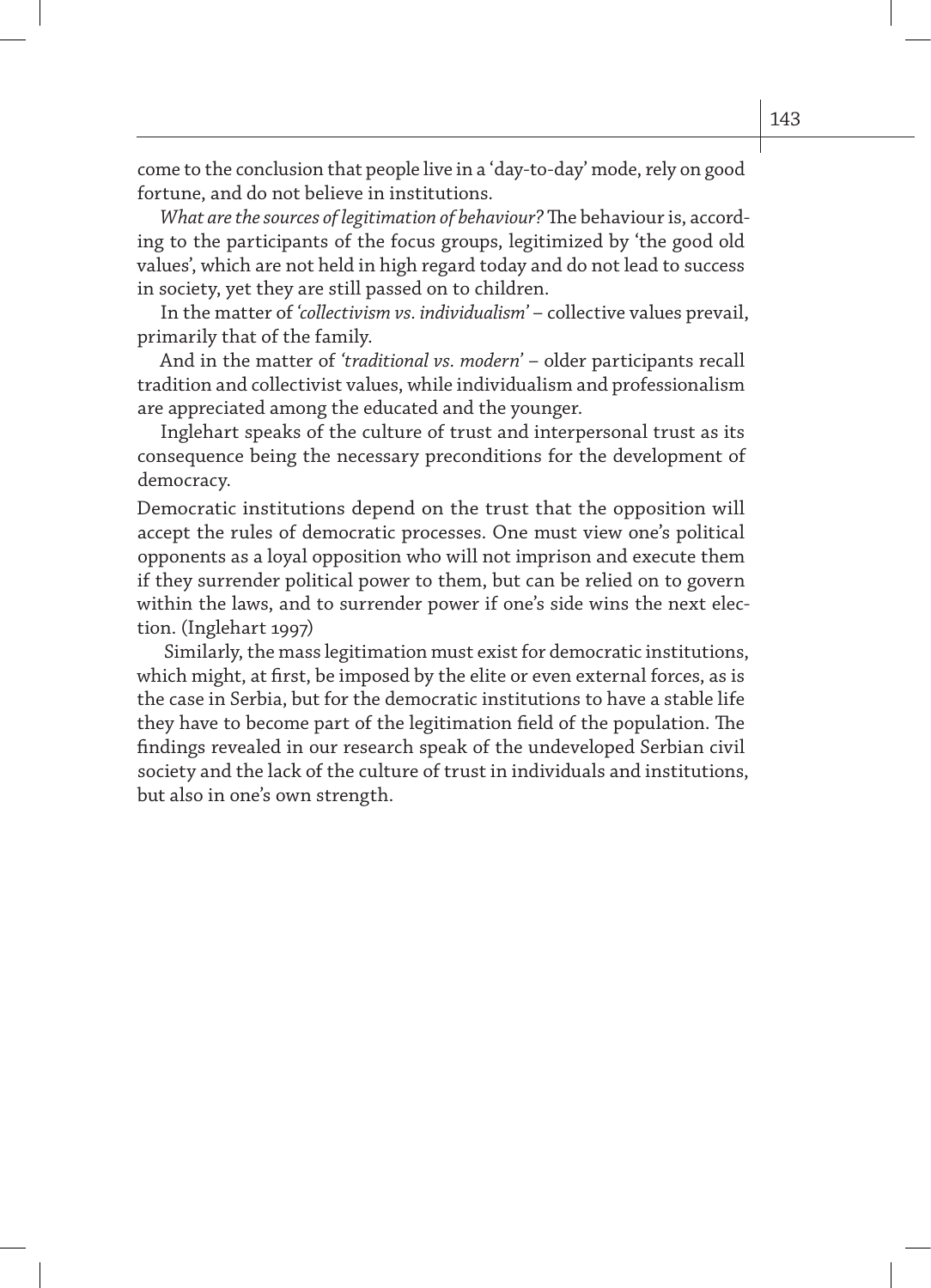come to the conclusion that people live in a 'day-to-day' mode, rely on good fortune, and do not believe in institutions.

*What are the sources of legitimation of behaviour?* The behaviour is, according to the participants of the focus groups, legitimized by 'the good old values', which are not held in high regard today and do not lead to success in society, yet they are still passed on to children.

In the matter of *'collectivism vs. individualism'* – collective values prevail, primarily that of the family.

And in the matter of *'traditional vs. modern'* – older participants recall tradition and collectivist values, while individualism and professionalism are appreciated among the educated and the younger.

Inglehart speaks of the culture of trust and interpersonal trust as its consequence being the necessary preconditions for the development of democracy.

> Democratic institutions depend on the trust that the opposition will accept the rules of democratic processes. One must view one's political opponents as a loyal opposition who will not imprison and execute them if they surrender political power to them, but can be relied on to govern within the laws, and to surrender power if one's side wins the next election. (Inglehart 1997)

Similarly, the mass legitimation must exist for democratic institutions, which might, at first, be imposed by the elite or even external forces, as is the case in Serbia, but for the democratic institutions to have a stable life they have to become part of the legitimation field of the population. The findings revealed in our research speak of the undeveloped Serbian civil society and the lack of the culture of trust in individuals and institutions, but also in one's own strength.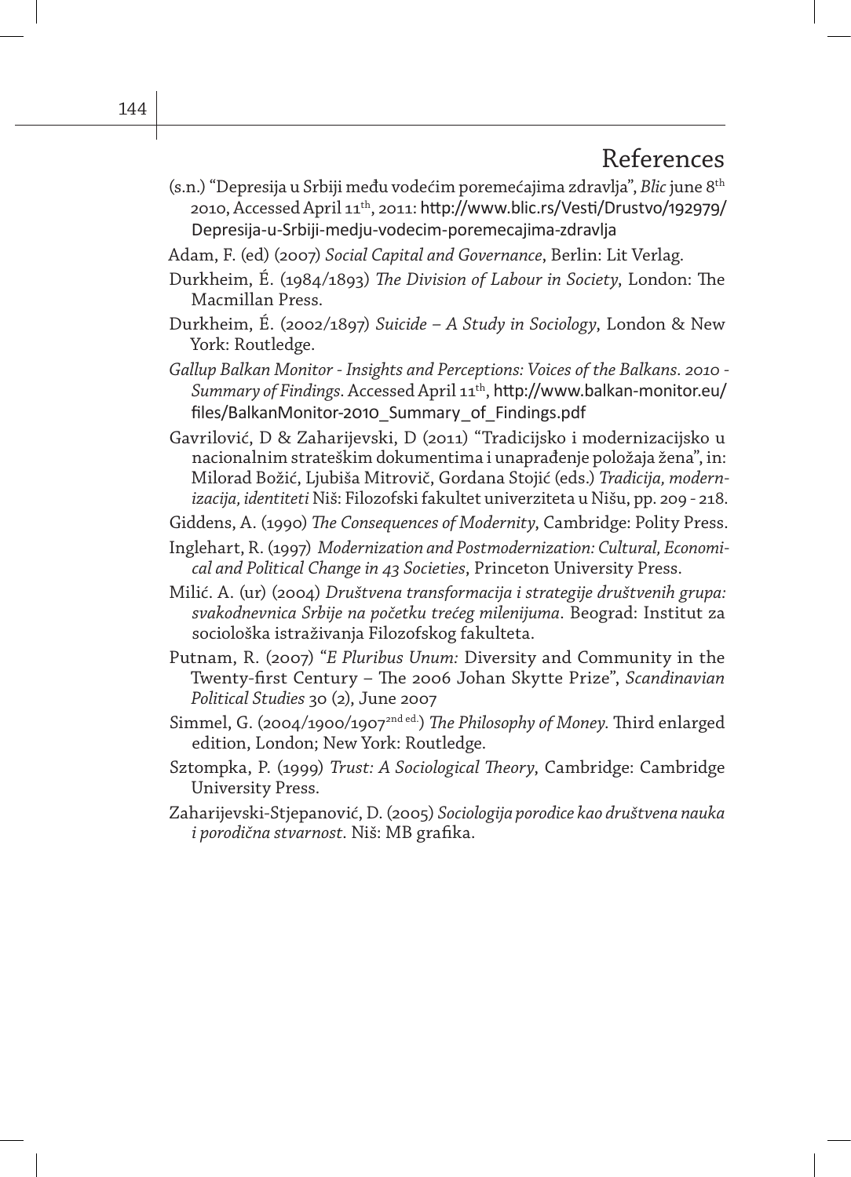## References

(s.n.) "Depresija u Srbiji među vodećim poremećajima zdravlja", *Blic* june 8th 2010, Accessed April 11th, 2011: http://www.blic.rs/Vesti/Drustvo/192979/Depresija-u-Srbiji-medju-vodecim-poremecajima-zdravlja

Adam, F. (ed) (2007) *Social Capital and Governance*, Berlin: Lit Verlag.

Durkheim, É. (1984/1893) *The Division of Labour in Society*, London: The Macmillan Press.

Durkheim, É. (2002/1897) *Suicide – A Study in Sociology*, London & New York: Routledge.

*Gallup Balkan Monitor - Insights and Perceptions: Voices of the Balkans. 2010 - Summary of Findings*. Accessed April 11th, http://www.balkan-monitor.eu/files/BalkanMonitor-2010_Summary_of_Findings.pdf

Gavrilović, D & Zaharijevski, D (2011) "Tradicijsko i modernizacijsko u nacionalnim strateškim dokumentima i unapređenje položaja žena", in: Milorad Božić, Ljubiša Mitrovič, Gordana Stojić (eds.) *Tradicija, modernizacija, identiteti* Niš: Filozofski fakultet univerziteta u Nišu, pp. 209 - 218.

Giddens, A. (1990) *The Consequences of Modernity*, Cambridge: Polity Press.

Inglehart, R. (1997) *Modernization and Postmodernization: Cultural, Economical and Political Change in 43 Societies*, Princeton University Press.

Milić. A. (ur) (2004) *Društvena transformacija i strategije društvenih grupa: svakodnevnica Srbije na početku trećeg milenijuma*. Beograd: Institut za sociološka istraživanja Filozofskog fakulteta.

Putnam, R. (2007) "*E Pluribus Unum:* Diversity and Community in the Twenty-first Century – The 2006 Johan Skytte Prize", *Scandinavian Political Studies* 30 (2), June 2007

Simmel, G. (2004/1900/1907 2nd ed.) *The Philosophy of Money*. Third enlarged edition, London; New York: Routledge.

Sztompka, P. (1999) *Trust: A Sociological Theory*, Cambridge: Cambridge University Press.

Zaharijevski-Stjepanović, D. (2005) *Sociologija porodice kao društvena nauka i porodična stvarnost*. Niš: MB grafika.